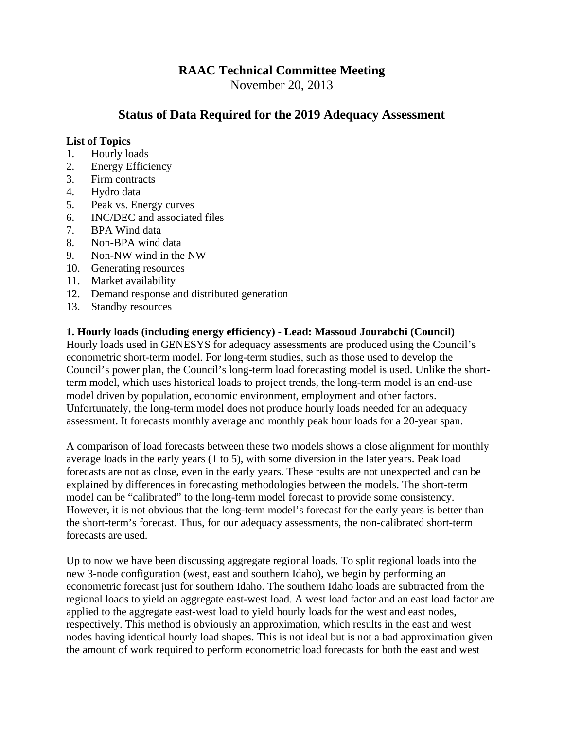# RAAC Technical Committee Meeting

November 20, 2013

## Status of Data Required for the 2019 Adequacy Assessment

**List of Topics**

1. Hourly loads
2. Energy Efficiency
3. Firm contracts
4. Hydro data
5. Peak vs. Energy curves
6. INC/DEC and associated files
7. BPA Wind data
8. Non-BPA wind data
9. Non-NW wind in the NW
10. Generating resources
11. Market availability
12. Demand response and distributed generation
13. Standby resources

**1. Hourly loads (including energy efficiency) - Lead: Massoud Jourabchi (Council)**

Hourly loads used in GENESYS for adequacy assessments are produced using the Council's econometric short-term model. For long-term studies, such as those used to develop the Council's power plan, the Council's long-term load forecasting model is used. Unlike the short-term model, which uses historical loads to project trends, the long-term model is an end-use model driven by population, economic environment, employment and other factors. Unfortunately, the long-term model does not produce hourly loads needed for an adequacy assessment. It forecasts monthly average and monthly peak hour loads for a 20-year span.

A comparison of load forecasts between these two models shows a close alignment for monthly average loads in the early years (1 to 5), with some diversion in the later years. Peak load forecasts are not as close, even in the early years. These results are not unexpected and can be explained by differences in forecasting methodologies between the models. The short-term model can be "calibrated" to the long-term model forecast to provide some consistency. However, it is not obvious that the long-term model's forecast for the early years is better than the short-term's forecast. Thus, for our adequacy assessments, the non-calibrated short-term forecasts are used.

Up to now we have been discussing aggregate regional loads. To split regional loads into the new 3-node configuration (west, east and southern Idaho), we begin by performing an econometric forecast just for southern Idaho. The southern Idaho loads are subtracted from the regional loads to yield an aggregate east-west load. A west load factor and an east load factor are applied to the aggregate east-west load to yield hourly loads for the west and east nodes, respectively. This method is obviously an approximation, which results in the east and west nodes having identical hourly load shapes. This is not ideal but is not a bad approximation given the amount of work required to perform econometric load forecasts for both the east and west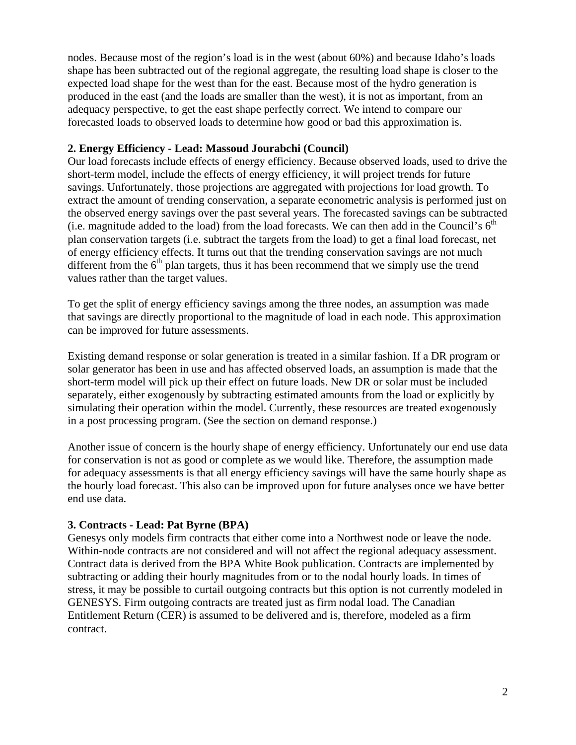nodes. Because most of the region's load is in the west (about 60%) and because Idaho's loads shape has been subtracted out of the regional aggregate, the resulting load shape is closer to the expected load shape for the west than for the east. Because most of the hydro generation is produced in the east (and the loads are smaller than the west), it is not as important, from an adequacy perspective, to get the east shape perfectly correct. We intend to compare our forecasted loads to observed loads to determine how good or bad this approximation is.

**2. Energy Efficiency - Lead: Massoud Jourabchi (Council)**

Our load forecasts include effects of energy efficiency. Because observed loads, used to drive the short-term model, include the effects of energy efficiency, it will project trends for future savings. Unfortunately, those projections are aggregated with projections for load growth. To extract the amount of trending conservation, a separate econometric analysis is performed just on the observed energy savings over the past several years. The forecasted savings can be subtracted (i.e. magnitude added to the load) from the load forecasts. We can then add in the Council's 6th plan conservation targets (i.e. subtract the targets from the load) to get a final load forecast, net of energy efficiency effects. It turns out that the trending conservation savings are not much different from the 6th plan targets, thus it has been recommend that we simply use the trend values rather than the target values.

To get the split of energy efficiency savings among the three nodes, an assumption was made that savings are directly proportional to the magnitude of load in each node. This approximation can be improved for future assessments.

Existing demand response or solar generation is treated in a similar fashion. If a DR program or solar generator has been in use and has affected observed loads, an assumption is made that the short-term model will pick up their effect on future loads. New DR or solar must be included separately, either exogenously by subtracting estimated amounts from the load or explicitly by simulating their operation within the model. Currently, these resources are treated exogenously in a post processing program. (See the section on demand response.)

Another issue of concern is the hourly shape of energy efficiency. Unfortunately our end use data for conservation is not as good or complete as we would like. Therefore, the assumption made for adequacy assessments is that all energy efficiency savings will have the same hourly shape as the hourly load forecast. This also can be improved upon for future analyses once we have better end use data.

**3. Contracts - Lead: Pat Byrne (BPA)**

Genesys only models firm contracts that either come into a Northwest node or leave the node. Within-node contracts are not considered and will not affect the regional adequacy assessment. Contract data is derived from the BPA White Book publication. Contracts are implemented by subtracting or adding their hourly magnitudes from or to the nodal hourly loads. In times of stress, it may be possible to curtail outgoing contracts but this option is not currently modeled in GENESYS. Firm outgoing contracts are treated just as firm nodal load. The Canadian Entitlement Return (CER) is assumed to be delivered and is, therefore, modeled as a firm contract.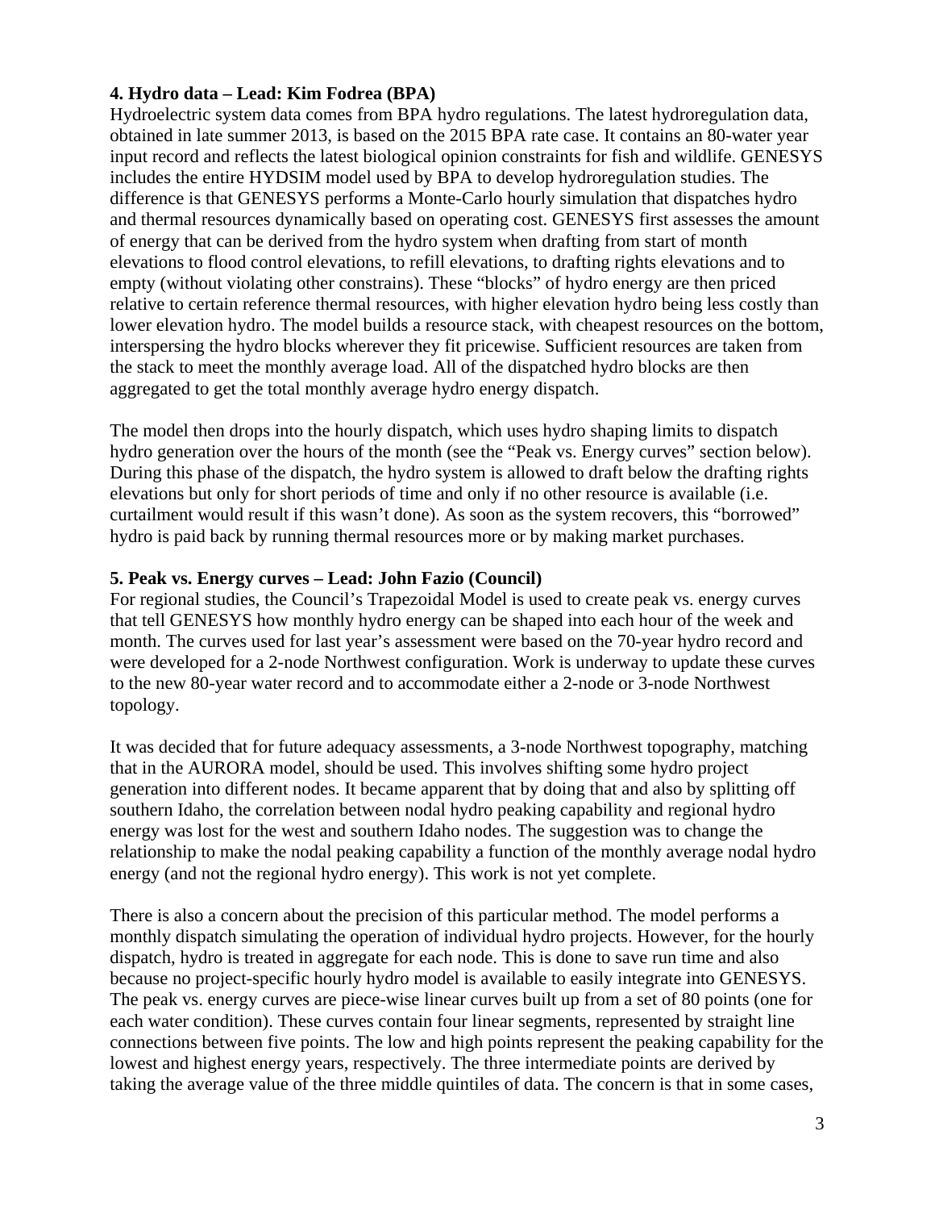**4. Hydro data – Lead: Kim Fodrea (BPA)**

Hydroelectric system data comes from BPA hydro regulations. The latest hydroregulation data, obtained in late summer 2013, is based on the 2015 BPA rate case. It contains an 80-water year input record and reflects the latest biological opinion constraints for fish and wildlife. GENESYS includes the entire HYDSIM model used by BPA to develop hydroregulation studies. The difference is that GENESYS performs a Monte-Carlo hourly simulation that dispatches hydro and thermal resources dynamically based on operating cost. GENESYS first assesses the amount of energy that can be derived from the hydro system when drafting from start of month elevations to flood control elevations, to refill elevations, to drafting rights elevations and to empty (without violating other constrains). These "blocks" of hydro energy are then priced relative to certain reference thermal resources, with higher elevation hydro being less costly than lower elevation hydro. The model builds a resource stack, with cheapest resources on the bottom, interspersing the hydro blocks wherever they fit pricewise. Sufficient resources are taken from the stack to meet the monthly average load. All of the dispatched hydro blocks are then aggregated to get the total monthly average hydro energy dispatch.

The model then drops into the hourly dispatch, which uses hydro shaping limits to dispatch hydro generation over the hours of the month (see the "Peak vs. Energy curves" section below). During this phase of the dispatch, the hydro system is allowed to draft below the drafting rights elevations but only for short periods of time and only if no other resource is available (i.e. curtailment would result if this wasn't done). As soon as the system recovers, this "borrowed" hydro is paid back by running thermal resources more or by making market purchases.

**5. Peak vs. Energy curves – Lead: John Fazio (Council)**

For regional studies, the Council's Trapezoidal Model is used to create peak vs. energy curves that tell GENESYS how monthly hydro energy can be shaped into each hour of the week and month. The curves used for last year's assessment were based on the 70-year hydro record and were developed for a 2-node Northwest configuration. Work is underway to update these curves to the new 80-year water record and to accommodate either a 2-node or 3-node Northwest topology.

It was decided that for future adequacy assessments, a 3-node Northwest topography, matching that in the AURORA model, should be used. This involves shifting some hydro project generation into different nodes. It became apparent that by doing that and also by splitting off southern Idaho, the correlation between nodal hydro peaking capability and regional hydro energy was lost for the west and southern Idaho nodes. The suggestion was to change the relationship to make the nodal peaking capability a function of the monthly average nodal hydro energy (and not the regional hydro energy). This work is not yet complete.

There is also a concern about the precision of this particular method. The model performs a monthly dispatch simulating the operation of individual hydro projects. However, for the hourly dispatch, hydro is treated in aggregate for each node. This is done to save run time and also because no project-specific hourly hydro model is available to easily integrate into GENESYS. The peak vs. energy curves are piece-wise linear curves built up from a set of 80 points (one for each water condition). These curves contain four linear segments, represented by straight line connections between five points. The low and high points represent the peaking capability for the lowest and highest energy years, respectively. The three intermediate points are derived by taking the average value of the three middle quintiles of data. The concern is that in some cases,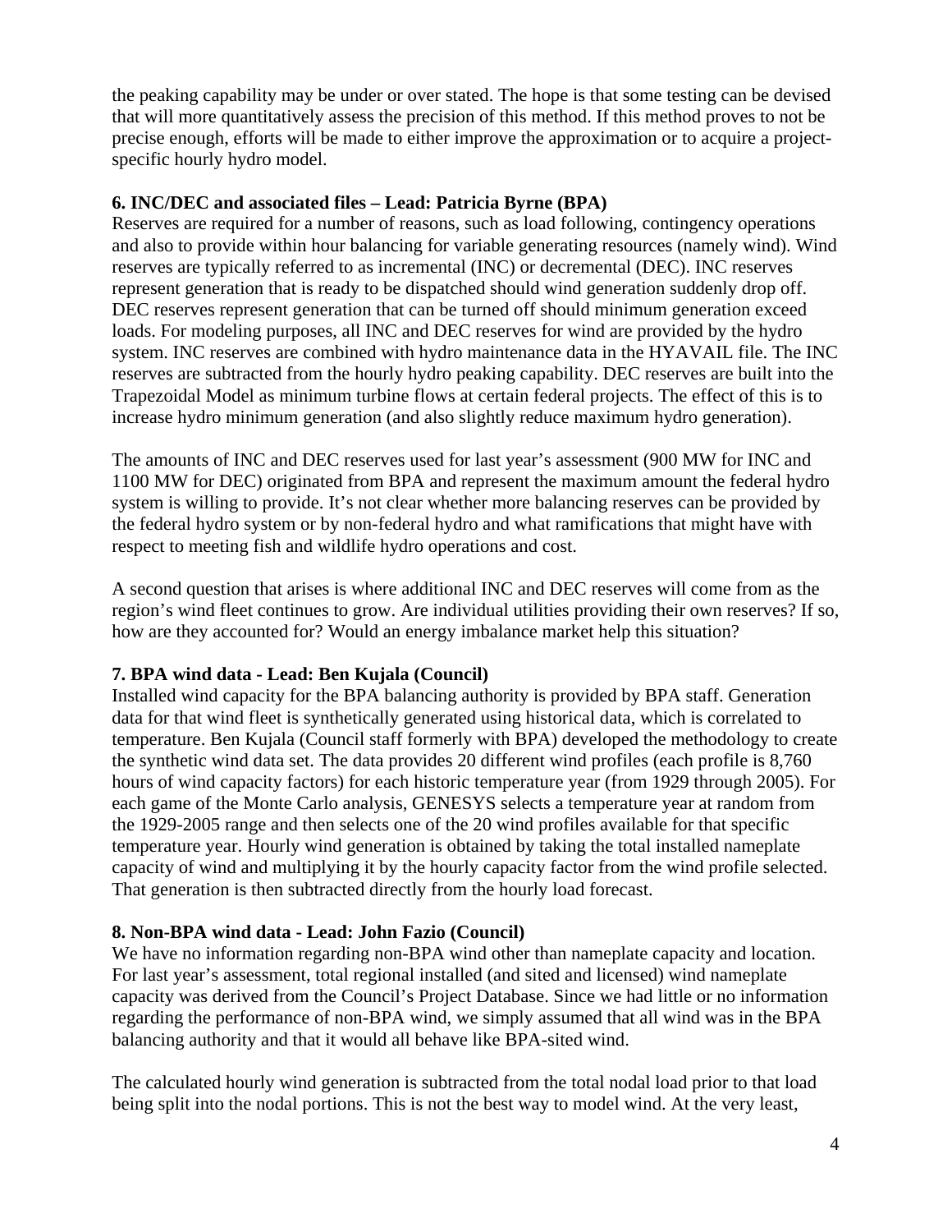the peaking capability may be under or over stated. The hope is that some testing can be devised that will more quantitatively assess the precision of this method. If this method proves to not be precise enough, efforts will be made to either improve the approximation or to acquire a project-specific hourly hydro model.

**6. INC/DEC and associated files – Lead: Patricia Byrne (BPA)**

Reserves are required for a number of reasons, such as load following, contingency operations and also to provide within hour balancing for variable generating resources (namely wind). Wind reserves are typically referred to as incremental (INC) or decremental (DEC). INC reserves represent generation that is ready to be dispatched should wind generation suddenly drop off. DEC reserves represent generation that can be turned off should minimum generation exceed loads. For modeling purposes, all INC and DEC reserves for wind are provided by the hydro system. INC reserves are combined with hydro maintenance data in the HYAVAIL file. The INC reserves are subtracted from the hourly hydro peaking capability. DEC reserves are built into the Trapezoidal Model as minimum turbine flows at certain federal projects. The effect of this is to increase hydro minimum generation (and also slightly reduce maximum hydro generation).

The amounts of INC and DEC reserves used for last year's assessment (900 MW for INC and 1100 MW for DEC) originated from BPA and represent the maximum amount the federal hydro system is willing to provide. It's not clear whether more balancing reserves can be provided by the federal hydro system or by non-federal hydro and what ramifications that might have with respect to meeting fish and wildlife hydro operations and cost.

A second question that arises is where additional INC and DEC reserves will come from as the region's wind fleet continues to grow. Are individual utilities providing their own reserves? If so, how are they accounted for? Would an energy imbalance market help this situation?

**7. BPA wind data - Lead: Ben Kujala (Council)**

Installed wind capacity for the BPA balancing authority is provided by BPA staff. Generation data for that wind fleet is synthetically generated using historical data, which is correlated to temperature. Ben Kujala (Council staff formerly with BPA) developed the methodology to create the synthetic wind data set. The data provides 20 different wind profiles (each profile is 8,760 hours of wind capacity factors) for each historic temperature year (from 1929 through 2005). For each game of the Monte Carlo analysis, GENESYS selects a temperature year at random from the 1929-2005 range and then selects one of the 20 wind profiles available for that specific temperature year. Hourly wind generation is obtained by taking the total installed nameplate capacity of wind and multiplying it by the hourly capacity factor from the wind profile selected. That generation is then subtracted directly from the hourly load forecast.

**8. Non-BPA wind data - Lead: John Fazio (Council)**

We have no information regarding non-BPA wind other than nameplate capacity and location. For last year's assessment, total regional installed (and sited and licensed) wind nameplate capacity was derived from the Council's Project Database. Since we had little or no information regarding the performance of non-BPA wind, we simply assumed that all wind was in the BPA balancing authority and that it would all behave like BPA-sited wind.

The calculated hourly wind generation is subtracted from the total nodal load prior to that load being split into the nodal portions. This is not the best way to model wind. At the very least,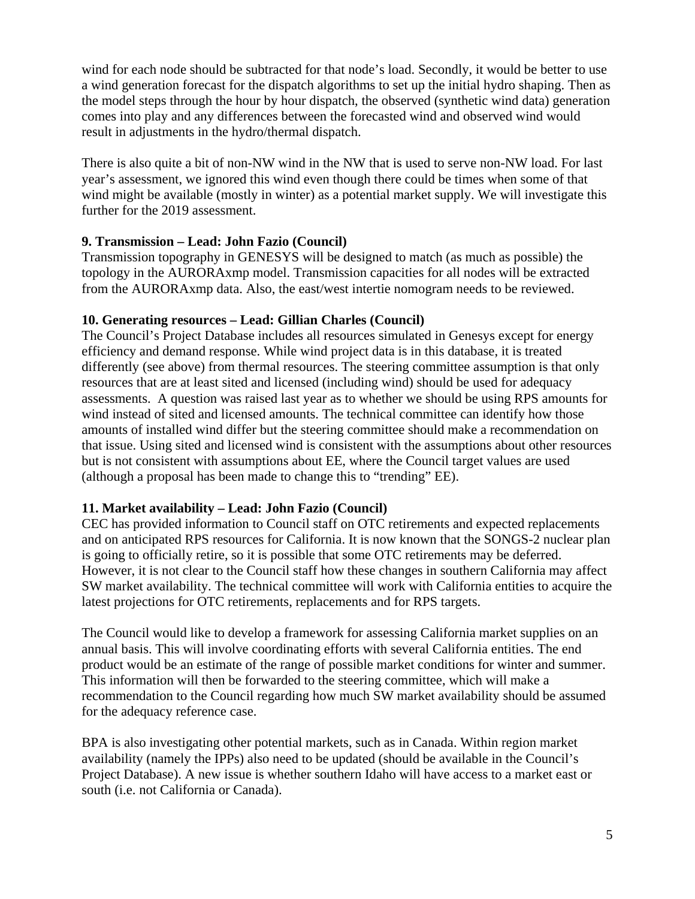wind for each node should be subtracted for that node's load. Secondly, it would be better to use a wind generation forecast for the dispatch algorithms to set up the initial hydro shaping. Then as the model steps through the hour by hour dispatch, the observed (synthetic wind data) generation comes into play and any differences between the forecasted wind and observed wind would result in adjustments in the hydro/thermal dispatch.

There is also quite a bit of non-NW wind in the NW that is used to serve non-NW load. For last year's assessment, we ignored this wind even though there could be times when some of that wind might be available (mostly in winter) as a potential market supply. We will investigate this further for the 2019 assessment.

**9. Transmission – Lead: John Fazio (Council)**
Transmission topography in GENESYS will be designed to match (as much as possible) the topology in the AURORAxmp model. Transmission capacities for all nodes will be extracted from the AURORAxmp data. Also, the east/west intertie nomogram needs to be reviewed.

**10. Generating resources – Lead: Gillian Charles (Council)**
The Council's Project Database includes all resources simulated in Genesys except for energy efficiency and demand response. While wind project data is in this database, it is treated differently (see above) from thermal resources. The steering committee assumption is that only resources that are at least sited and licensed (including wind) should be used for adequacy assessments. A question was raised last year as to whether we should be using RPS amounts for wind instead of sited and licensed amounts. The technical committee can identify how those amounts of installed wind differ but the steering committee should make a recommendation on that issue. Using sited and licensed wind is consistent with the assumptions about other resources but is not consistent with assumptions about EE, where the Council target values are used (although a proposal has been made to change this to "trending" EE).

**11. Market availability – Lead: John Fazio (Council)**
CEC has provided information to Council staff on OTC retirements and expected replacements and on anticipated RPS resources for California. It is now known that the SONGS-2 nuclear plan is going to officially retire, so it is possible that some OTC retirements may be deferred. However, it is not clear to the Council staff how these changes in southern California may affect SW market availability. The technical committee will work with California entities to acquire the latest projections for OTC retirements, replacements and for RPS targets.

The Council would like to develop a framework for assessing California market supplies on an annual basis. This will involve coordinating efforts with several California entities. The end product would be an estimate of the range of possible market conditions for winter and summer. This information will then be forwarded to the steering committee, which will make a recommendation to the Council regarding how much SW market availability should be assumed for the adequacy reference case.

BPA is also investigating other potential markets, such as in Canada. Within region market availability (namely the IPPs) also need to be updated (should be available in the Council's Project Database). A new issue is whether southern Idaho will have access to a market east or south (i.e. not California or Canada).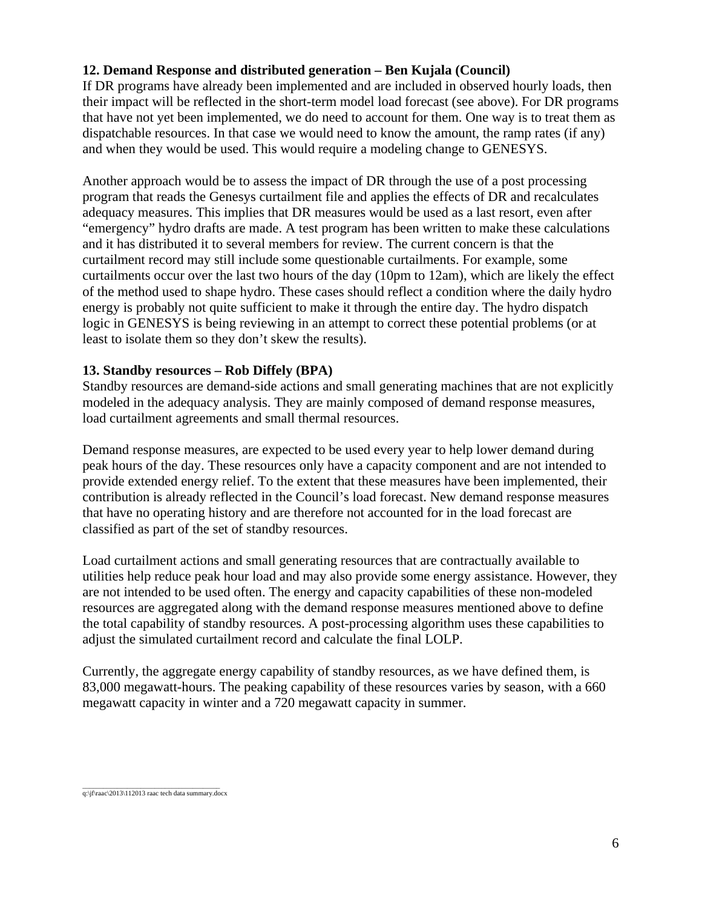**12. Demand Response and distributed generation – Ben Kujala (Council)**

If DR programs have already been implemented and are included in observed hourly loads, then their impact will be reflected in the short-term model load forecast (see above). For DR programs that have not yet been implemented, we do need to account for them. One way is to treat them as dispatchable resources. In that case we would need to know the amount, the ramp rates (if any) and when they would be used. This would require a modeling change to GENESYS.

Another approach would be to assess the impact of DR through the use of a post processing program that reads the Genesys curtailment file and applies the effects of DR and recalculates adequacy measures. This implies that DR measures would be used as a last resort, even after "emergency" hydro drafts are made. A test program has been written to make these calculations and it has distributed it to several members for review. The current concern is that the curtailment record may still include some questionable curtailments. For example, some curtailments occur over the last two hours of the day (10pm to 12am), which are likely the effect of the method used to shape hydro. These cases should reflect a condition where the daily hydro energy is probably not quite sufficient to make it through the entire day. The hydro dispatch logic in GENESYS is being reviewing in an attempt to correct these potential problems (or at least to isolate them so they don't skew the results).

**13. Standby resources – Rob Diffely (BPA)**

Standby resources are demand-side actions and small generating machines that are not explicitly modeled in the adequacy analysis. They are mainly composed of demand response measures, load curtailment agreements and small thermal resources.

Demand response measures, are expected to be used every year to help lower demand during peak hours of the day. These resources only have a capacity component and are not intended to provide extended energy relief. To the extent that these measures have been implemented, their contribution is already reflected in the Council's load forecast. New demand response measures that have no operating history and are therefore not accounted for in the load forecast are classified as part of the set of standby resources.

Load curtailment actions and small generating resources that are contractually available to utilities help reduce peak hour load and may also provide some energy assistance. However, they are not intended to be used often. The energy and capacity capabilities of these non-modeled resources are aggregated along with the demand response measures mentioned above to define the total capability of standby resources. A post-processing algorithm uses these capabilities to adjust the simulated curtailment record and calculate the final LOLP.

Currently, the aggregate energy capability of standby resources, as we have defined them, is 83,000 megawatt-hours. The peaking capability of these resources varies by season, with a 660 megawatt capacity in winter and a 720 megawatt capacity in summer.

q:\jf\raac\2013\112013 raac tech data summary.docx